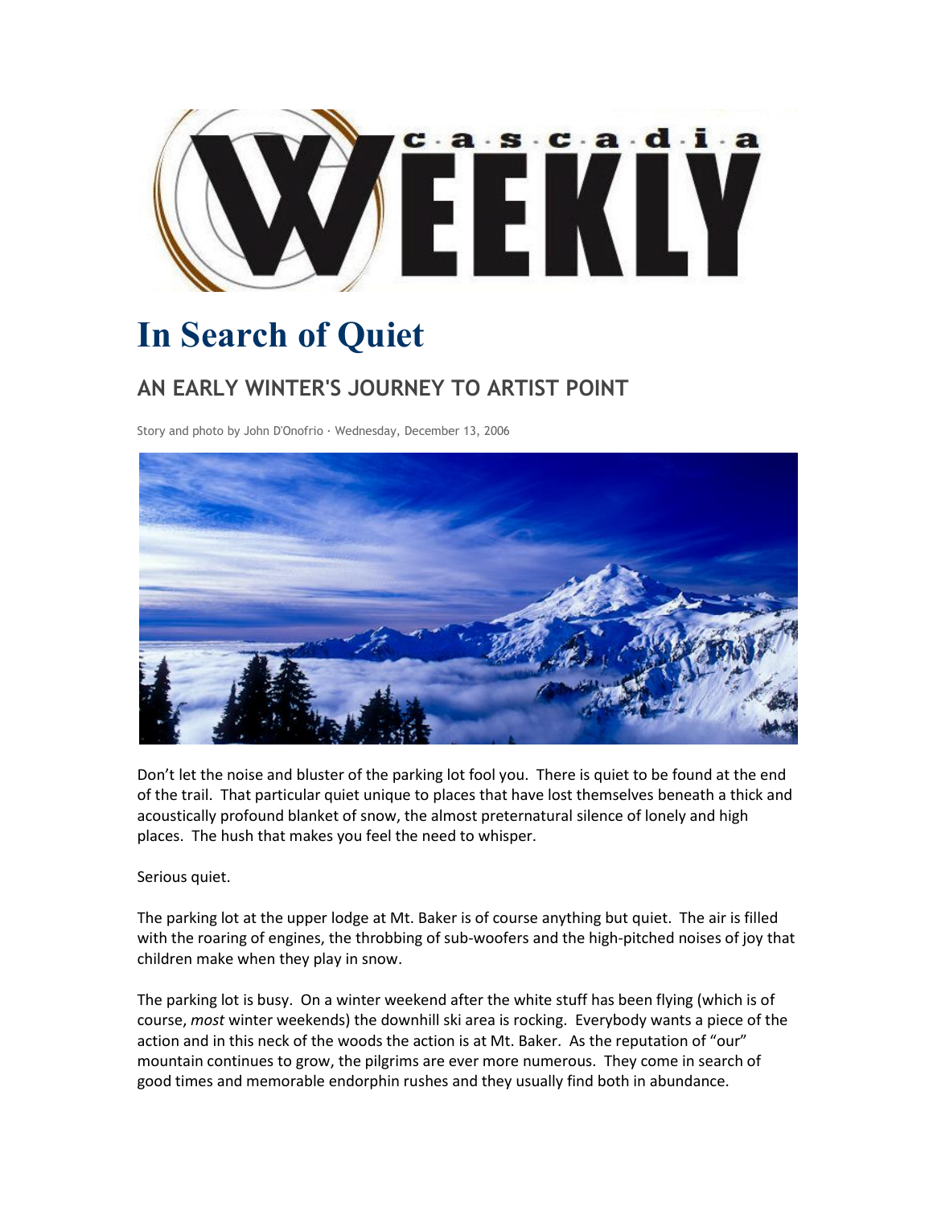# In Search of Quiet

## AN EARLY WINTER'S JOURNEY TO ARTIST POINT

Story and photo by John D'Onofrio · Wednesday, December 13, 2006

Don't let the noise and bluster of the parking lot fool you. There is quiet to be found at the end of the trail. That particular quiet unique to places that have lost themselves beneath a thick and acoustically profound blanket of snow, the almost preternatural silence of lonely and high places. The hush that makes you feel the need to whisper.

Serious quiet.

The parking lot at the upper lodge at Mt. Baker is of course anything but quiet. The air is filled with the roaring of engines, the throbbing of sub-woofers and the high-pitched noises of joy that children make when they play in snow.

The parking lot is busy. On a winter weekend after the white stuff has been flying (which is of course, *most* winter weekends) the downhill ski area is rocking. Everybody wants a piece of the action and in this neck of the woods the action is at Mt. Baker. As the reputation of "our" mountain continues to grow, the pilgrims are ever more numerous. They come in search of good times and memorable endorphin rushes and they usually find both in abundance.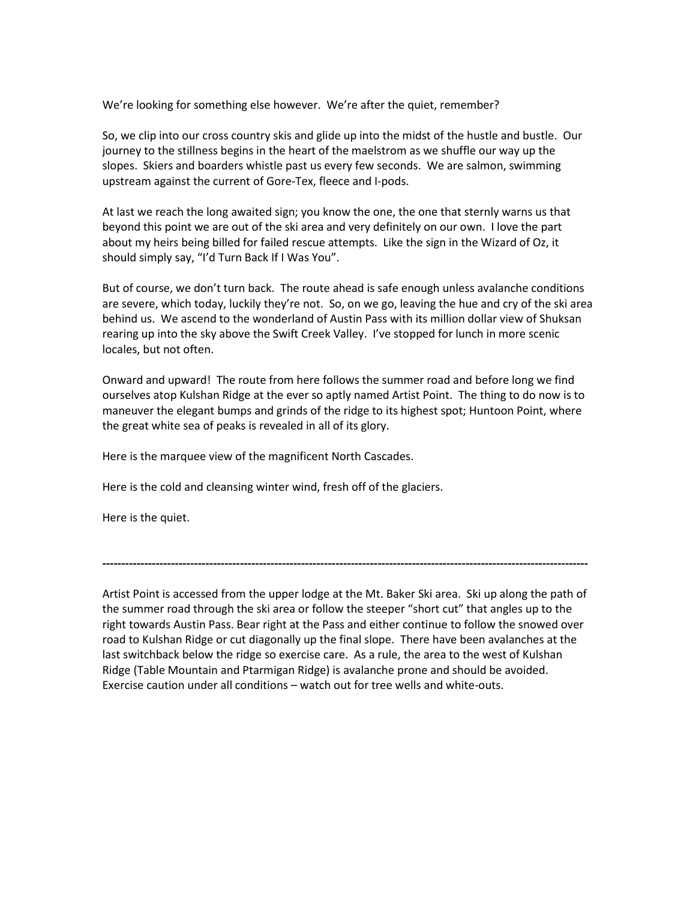We're looking for something else however. We're after the quiet, remember?

So, we clip into our cross country skis and glide up into the midst of the hustle and bustle. Our journey to the stillness begins in the heart of the maelstrom as we shuffle our way up the slopes. Skiers and boarders whistle past us every few seconds. We are salmon, swimming upstream against the current of Gore-Tex, fleece and I-pods.

At last we reach the long awaited sign; you know the one, the one that sternly warns us that beyond this point we are out of the ski area and very definitely on our own. I love the part about my heirs being billed for failed rescue attempts. Like the sign in the Wizard of Oz, it should simply say, "I'd Turn Back If I Was You".

But of course, we don't turn back. The route ahead is safe enough unless avalanche conditions are severe, which today, luckily they're not. So, on we go, leaving the hue and cry of the ski area behind us. We ascend to the wonderland of Austin Pass with its million dollar view of Shuksan rearing up into the sky above the Swift Creek Valley. I've stopped for lunch in more scenic locales, but not often.

Onward and upward! The route from here follows the summer road and before long we find ourselves atop Kulshan Ridge at the ever so aptly named Artist Point. The thing to do now is to maneuver the elegant bumps and grinds of the ridge to its highest spot; Huntoon Point, where the great white sea of peaks is revealed in all of its glory.

Here is the marquee view of the magnificent North Cascades.

Here is the cold and cleansing winter wind, fresh off of the glaciers.

Here is the quiet.

---

Artist Point is accessed from the upper lodge at the Mt. Baker Ski area. Ski up along the path of the summer road through the ski area or follow the steeper "short cut" that angles up to the right towards Austin Pass. Bear right at the Pass and either continue to follow the snowed over road to Kulshan Ridge or cut diagonally up the final slope. There have been avalanches at the last switchback below the ridge so exercise care. As a rule, the area to the west of Kulshan Ridge (Table Mountain and Ptarmigan Ridge) is avalanche prone and should be avoided. Exercise caution under all conditions – watch out for tree wells and white-outs.